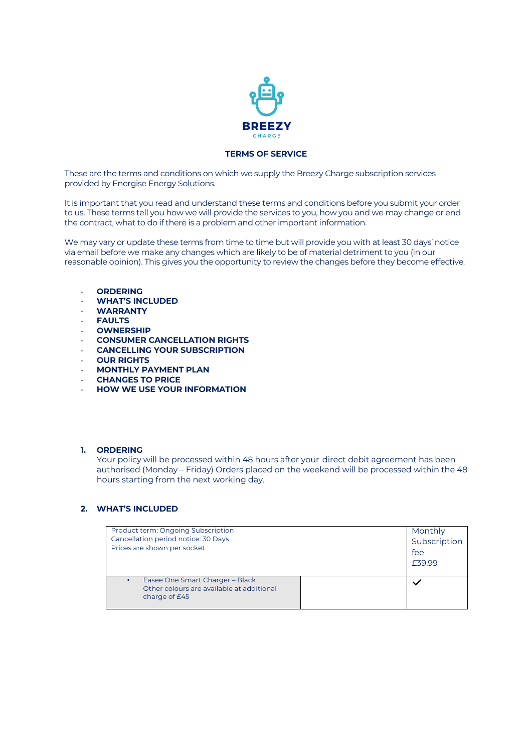**BREEZY**
CHARGE

## TERMS OF SERVICE

These are the terms and conditions on which we supply the Breezy Charge subscription services provided by Energise Energy Solutions.

It is important that you read and understand these terms and conditions before you submit your order to us. These terms tell you how we will provide the services to you, how you and we may change or end the contract, what to do if there is a problem and other important information.

We may vary or update these terms from time to time but will provide you with at least 30 days' notice via email before we make any changes which are likely to be of material detriment to you (in our reasonable opinion). This gives you the opportunity to review the changes before they become effective.

- **ORDERING**
- **WHAT'S INCLUDED**
- **WARRANTY**
- **FAULTS**
- **OWNERSHIP**
- **CONSUMER CANCELLATION RIGHTS**
- **CANCELLING YOUR SUBSCRIPTION**
- **OUR RIGHTS**
- **MONTHLY PAYMENT PLAN**
- **CHANGES TO PRICE**
- **HOW WE USE YOUR INFORMATION**

### 1. ORDERING

Your policy will be processed within 48 hours after your direct debit agreement has been authorised (Monday – Friday) Orders placed on the weekend will be processed within the 48 hours starting from the next working day.

### 2. WHAT'S INCLUDED

| Product term: Ongoing Subscription<br>Cancellation period notice: 30 Days<br>Prices are shown per socket | | Monthly Subscription fee £39.99 |
|---|---|---|
| • Easee One Smart Charger – Black<br>Other colours are available at additional charge of £45 | | ✓ |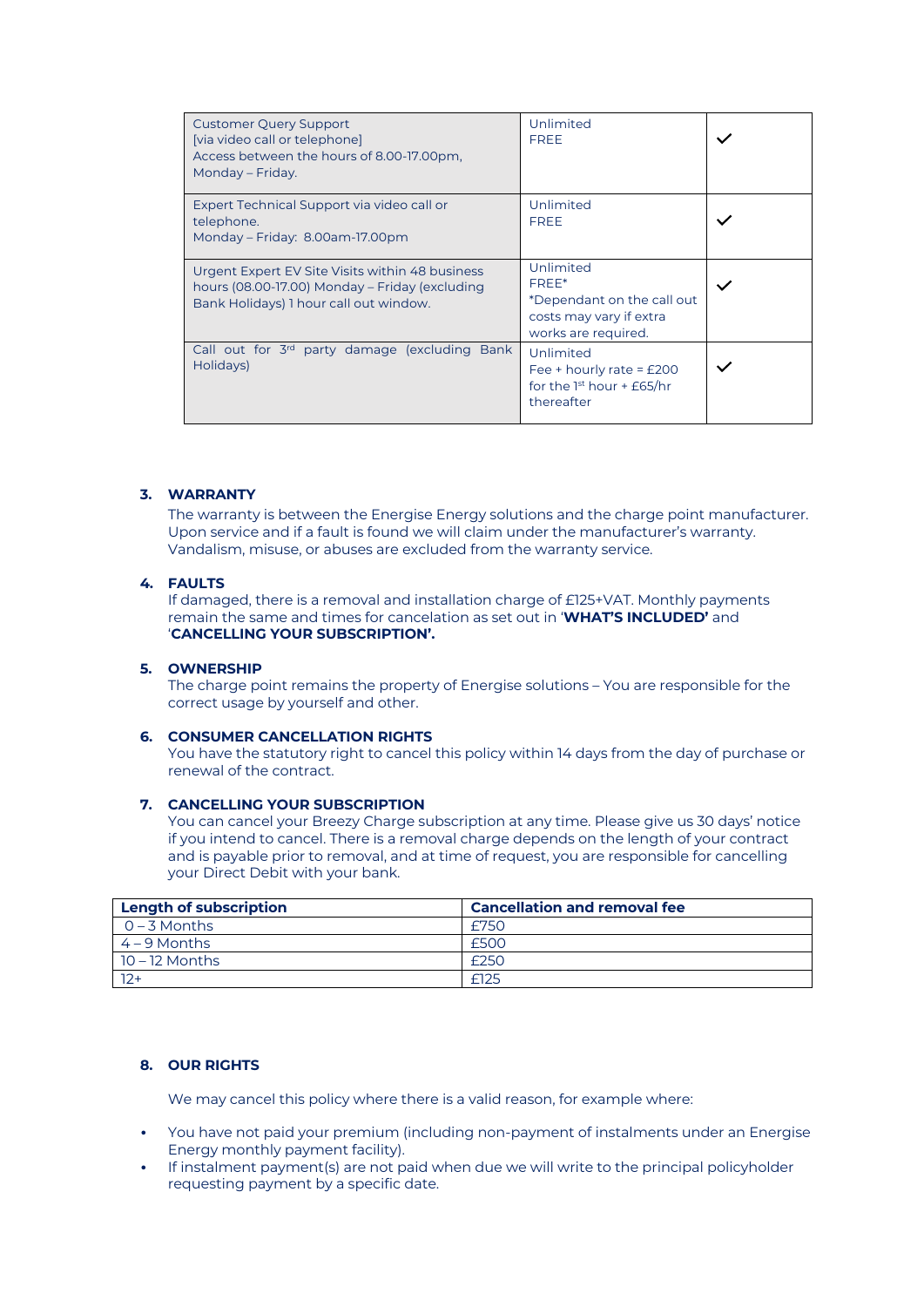| | | |
|---|---|---|
| Customer Query Support [via video call or telephone] Access between the hours of 8.00-17.00pm, Monday – Friday. | Unlimited FREE | ✓ |
| Expert Technical Support via video call or telephone. Monday – Friday: 8.00am-17.00pm | Unlimited FREE | ✓ |
| Urgent Expert EV Site Visits within 48 business hours (08.00-17.00) Monday – Friday (excluding Bank Holidays) 1 hour call out window. | Unlimited FREE* *Dependant on the call out costs may vary if extra works are required. | ✓ |
| Call out for 3rd party damage (excluding Bank Holidays) | Unlimited Fee + hourly rate = £200 for the 1st hour + £65/hr thereafter | ✓ |

3. **WARRANTY**

   The warranty is between the Energise Energy solutions and the charge point manufacturer. Upon service and if a fault is found we will claim under the manufacturer's warranty. Vandalism, misuse, or abuses are excluded from the warranty service.

4. **FAULTS**

   If damaged, there is a removal and installation charge of £125+VAT. Monthly payments remain the same and times for cancelation as set out in '**WHAT'S INCLUDED'** and '**CANCELLING YOUR SUBSCRIPTION'.**

5. **OWNERSHIP**

   The charge point remains the property of Energise solutions – You are responsible for the correct usage by yourself and other.

6. **CONSUMER CANCELLATION RIGHTS**

   You have the statutory right to cancel this policy within 14 days from the day of purchase or renewal of the contract.

7. **CANCELLING YOUR SUBSCRIPTION**

   You can cancel your Breezy Charge subscription at any time. Please give us 30 days' notice if you intend to cancel. There is a removal charge depends on the length of your contract and is payable prior to removal, and at time of request, you are responsible for cancelling your Direct Debit with your bank.

| Length of subscription | Cancellation and removal fee |
|---|---|
| 0 – 3 Months | £750 |
| 4 – 9 Months | £500 |
| 10 – 12 Months | £250 |
| 12+ | £125 |

8. **OUR RIGHTS**

   We may cancel this policy where there is a valid reason, for example where:

- You have not paid your premium (including non-payment of instalments under an Energise Energy monthly payment facility).
- If instalment payment(s) are not paid when due we will write to the principal policyholder requesting payment by a specific date.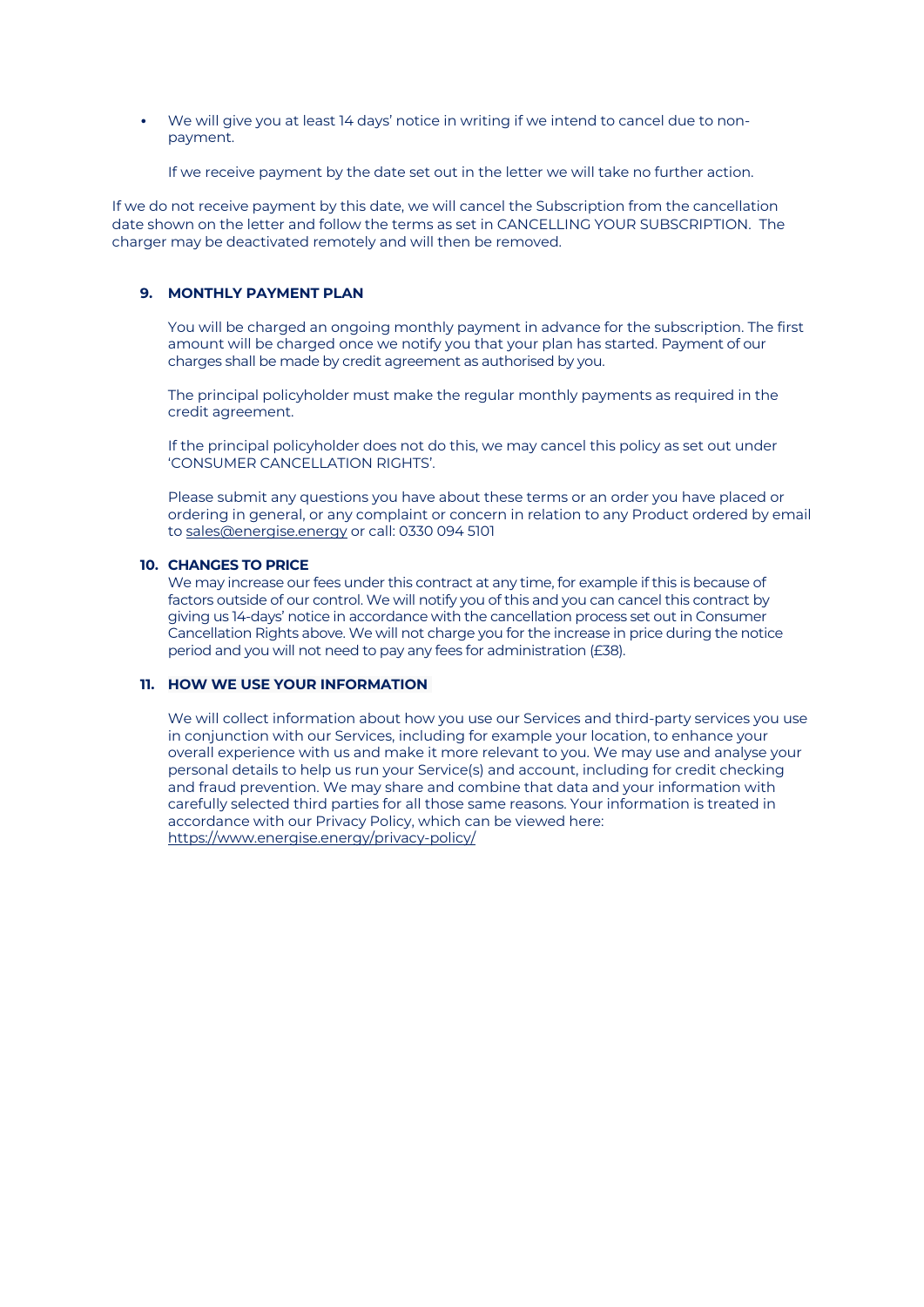- We will give you at least 14 days' notice in writing if we intend to cancel due to non-payment.

  If we receive payment by the date set out in the letter we will take no further action.

If we do not receive payment by this date, we will cancel the Subscription from the cancellation date shown on the letter and follow the terms as set in CANCELLING YOUR SUBSCRIPTION. The charger may be deactivated remotely and will then be removed.

### 9. MONTHLY PAYMENT PLAN

You will be charged an ongoing monthly payment in advance for the subscription. The first amount will be charged once we notify you that your plan has started. Payment of our charges shall be made by credit agreement as authorised by you.

The principal policyholder must make the regular monthly payments as required in the credit agreement.

If the principal policyholder does not do this, we may cancel this policy as set out under 'CONSUMER CANCELLATION RIGHTS'.

Please submit any questions you have about these terms or an order you have placed or ordering in general, or any complaint or concern in relation to any Product ordered by email to sales@energise.energy or call: 0330 094 5101

### 10. CHANGES TO PRICE

We may increase our fees under this contract at any time, for example if this is because of factors outside of our control. We will notify you of this and you can cancel this contract by giving us 14-days' notice in accordance with the cancellation process set out in Consumer Cancellation Rights above. We will not charge you for the increase in price during the notice period and you will not need to pay any fees for administration (£38).

### 11. HOW WE USE YOUR INFORMATION

We will collect information about how you use our Services and third-party services you use in conjunction with our Services, including for example your location, to enhance your overall experience with us and make it more relevant to you. We may use and analyse your personal details to help us run your Service(s) and account, including for credit checking and fraud prevention. We may share and combine that data and your information with carefully selected third parties for all those same reasons. Your information is treated in accordance with our Privacy Policy, which can be viewed here: https://www.energise.energy/privacy-policy/